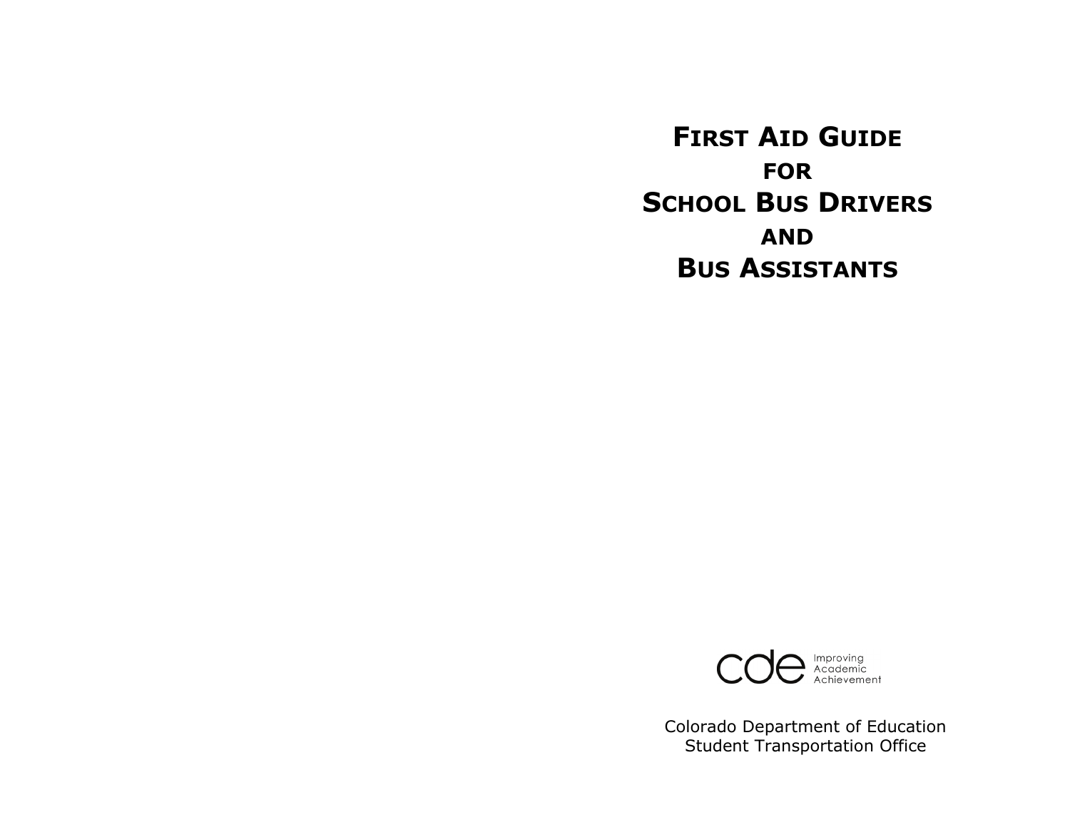# First Aid Guide for School Bus Drivers and Bus Assistants

cde Improving Academic Achievement

Colorado Department of Education
Student Transportation Office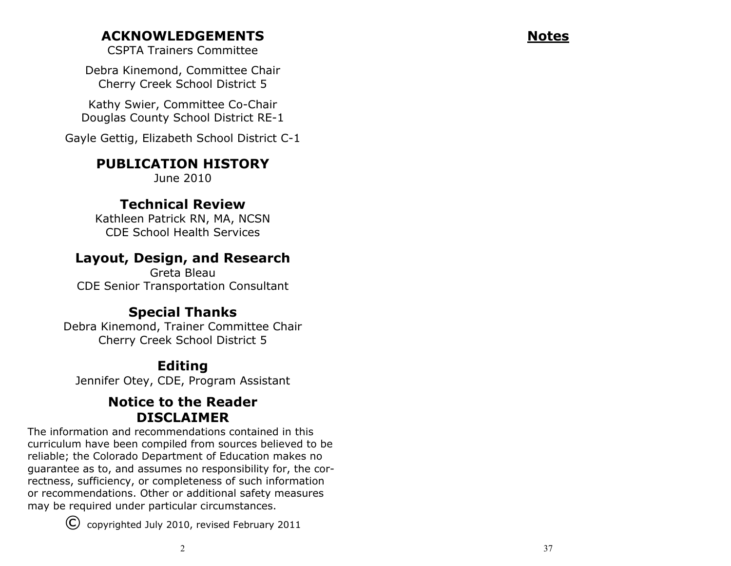# ACKNOWLEDGEMENTS

CSPTA Trainers Committee

Debra Kinemond, Committee Chair
Cherry Creek School District 5

Kathy Swier, Committee Co-Chair
Douglas County School District RE-1

Gayle Gettig, Elizabeth School District C-1

# PUBLICATION HISTORY

June 2010

## Technical Review

Kathleen Patrick RN, MA, NCSN
CDE School Health Services

## Layout, Design, and Research

Greta Bleau
CDE Senior Transportation Consultant

## Special Thanks

Debra Kinemond, Trainer Committee Chair
Cherry Creek School District 5

## Editing

Jennifer Otey, CDE, Program Assistant

## Notice to the Reader DISCLAIMER

The information and recommendations contained in this curriculum have been compiled from sources believed to be reliable; the Colorado Department of Education makes no guarantee as to, and assumes no responsibility for, the correctness, sufficiency, or completeness of such information or recommendations. Other or additional safety measures may be required under particular circumstances.

© copyrighted July 2010, revised February 2011

## Notes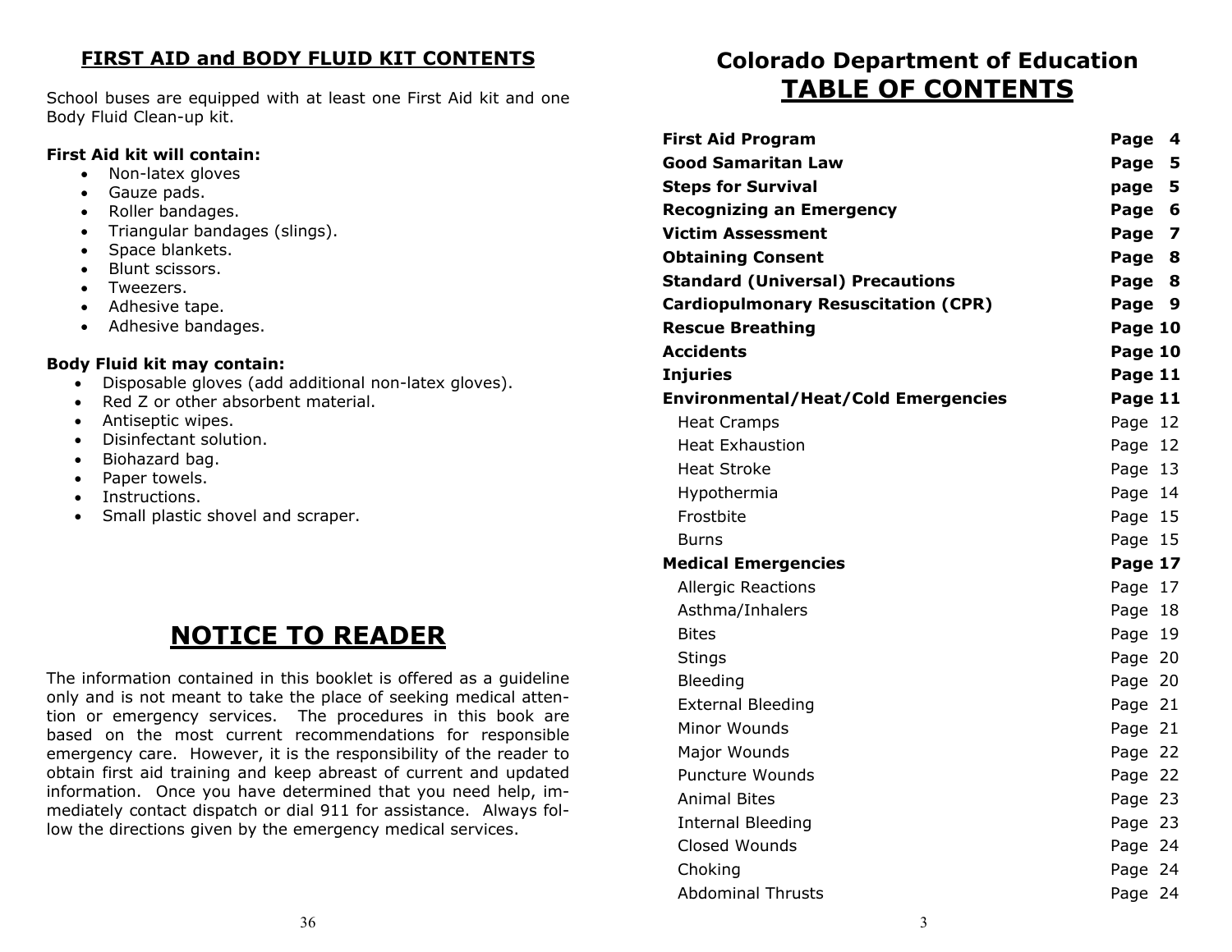## FIRST AID and BODY FLUID KIT CONTENTS

School buses are equipped with at least one First Aid kit and one Body Fluid Clean-up kit.

**First Aid kit will contain:**

- Non-latex gloves
- Gauze pads.
- Roller bandages.
- Triangular bandages (slings).
- Space blankets.
- Blunt scissors.
- Tweezers.
- Adhesive tape.
- Adhesive bandages.

**Body Fluid kit may contain:**

- Disposable gloves (add additional non-latex gloves).
- Red Z or other absorbent material.
- Antiseptic wipes.
- Disinfectant solution.
- Biohazard bag.
- Paper towels.
- Instructions.
- Small plastic shovel and scraper.

## NOTICE TO READER

The information contained in this booklet is offered as a guideline only and is not meant to take the place of seeking medical attention or emergency services. The procedures in this book are based on the most current recommendations for responsible emergency care. However, it is the responsibility of the reader to obtain first aid training and keep abreast of current and updated information. Once you have determined that you need help, immediately contact dispatch or dial 911 for assistance. Always follow the directions given by the emergency medical services.

# Colorado Department of Education

## TABLE OF CONTENTS

| | |
|---|---|
| **First Aid Program** | **Page 4** |
| **Good Samaritan Law** | **Page 5** |
| **Steps for Survival** | **page 5** |
| **Recognizing an Emergency** | **Page 6** |
| **Victim Assessment** | **Page 7** |
| **Obtaining Consent** | **Page 8** |
| **Standard (Universal) Precautions** | **Page 8** |
| **Cardiopulmonary Resuscitation (CPR)** | **Page 9** |
| **Rescue Breathing** | **Page 10** |
| **Accidents** | **Page 10** |
| **Injuries** | **Page 11** |
| **Environmental/Heat/Cold Emergencies** | **Page 11** |
| Heat Cramps | Page 12 |
| Heat Exhaustion | Page 12 |
| Heat Stroke | Page 13 |
| Hypothermia | Page 14 |
| Frostbite | Page 15 |
| Burns | Page 15 |
| **Medical Emergencies** | **Page 17** |
| Allergic Reactions | Page 17 |
| Asthma/Inhalers | Page 18 |
| Bites | Page 19 |
| Stings | Page 20 |
| Bleeding | Page 20 |
| External Bleeding | Page 21 |
| Minor Wounds | Page 21 |
| Major Wounds | Page 22 |
| Puncture Wounds | Page 22 |
| Animal Bites | Page 23 |
| Internal Bleeding | Page 23 |
| Closed Wounds | Page 24 |
| Choking | Page 24 |
| Abdominal Thrusts | Page 24 |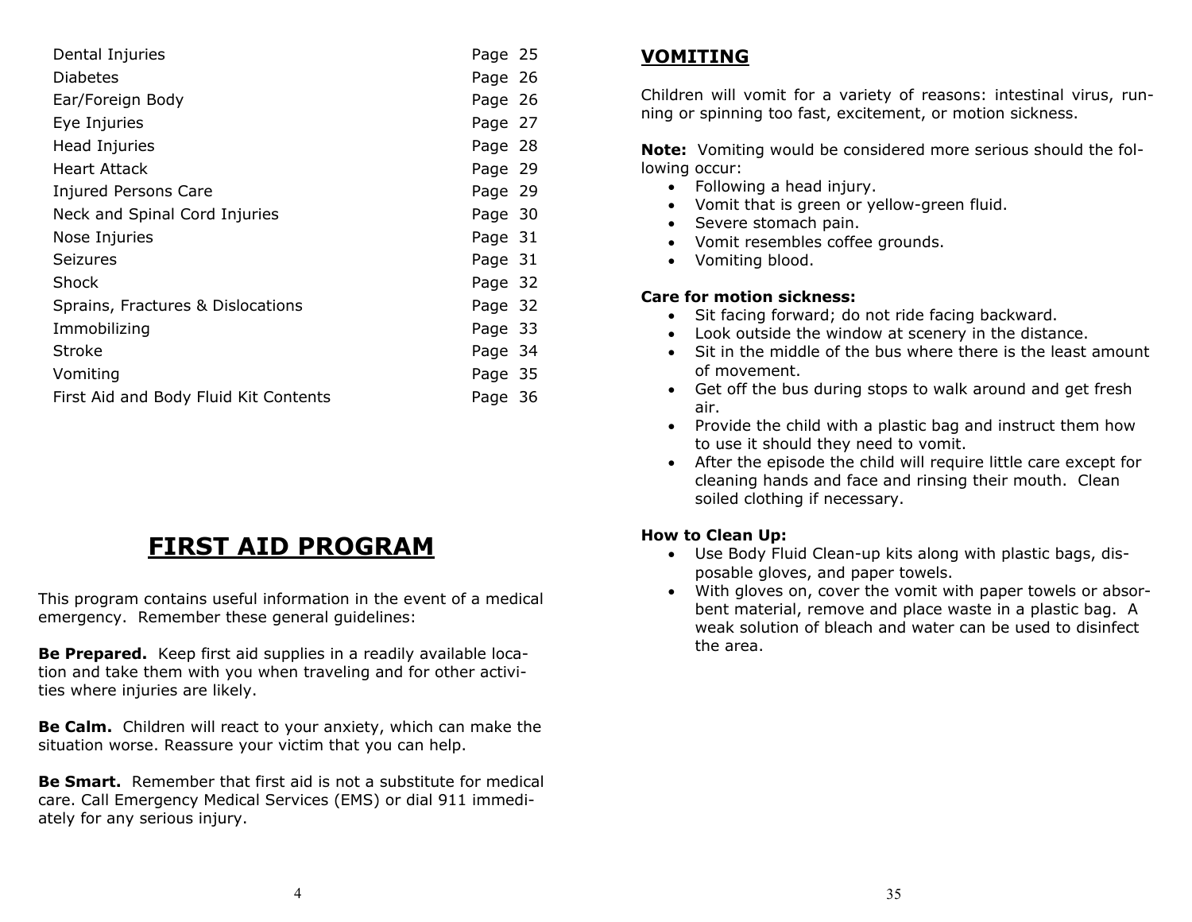| | |
|---|---|
| Dental Injuries | Page 25 |
| Diabetes | Page 26 |
| Ear/Foreign Body | Page 26 |
| Eye Injuries | Page 27 |
| Head Injuries | Page 28 |
| Heart Attack | Page 29 |
| Injured Persons Care | Page 29 |
| Neck and Spinal Cord Injuries | Page 30 |
| Nose Injuries | Page 31 |
| Seizures | Page 31 |
| Shock | Page 32 |
| Sprains, Fractures & Dislocations | Page 32 |
| Immobilizing | Page 33 |
| Stroke | Page 34 |
| Vomiting | Page 35 |
| First Aid and Body Fluid Kit Contents | Page 36 |

# FIRST AID PROGRAM

This program contains useful information in the event of a medical emergency. Remember these general guidelines:

**Be Prepared.** Keep first aid supplies in a readily available location and take them with you when traveling and for other activities where injuries are likely.

**Be Calm.** Children will react to your anxiety, which can make the situation worse. Reassure your victim that you can help.

**Be Smart.** Remember that first aid is not a substitute for medical care. Call Emergency Medical Services (EMS) or dial 911 immediately for any serious injury.

## VOMITING

Children will vomit for a variety of reasons: intestinal virus, running or spinning too fast, excitement, or motion sickness.

**Note:** Vomiting would be considered more serious should the following occur:

- Following a head injury.
- Vomit that is green or yellow-green fluid.
- Severe stomach pain.
- Vomit resembles coffee grounds.
- Vomiting blood.

**Care for motion sickness:**

- Sit facing forward; do not ride facing backward.
- Look outside the window at scenery in the distance.
- Sit in the middle of the bus where there is the least amount of movement.
- Get off the bus during stops to walk around and get fresh air.
- Provide the child with a plastic bag and instruct them how to use it should they need to vomit.
- After the episode the child will require little care except for cleaning hands and face and rinsing their mouth. Clean soiled clothing if necessary.

**How to Clean Up:**

- Use Body Fluid Clean-up kits along with plastic bags, disposable gloves, and paper towels.
- With gloves on, cover the vomit with paper towels or absorbent material, remove and place waste in a plastic bag. A weak solution of bleach and water can be used to disinfect the area.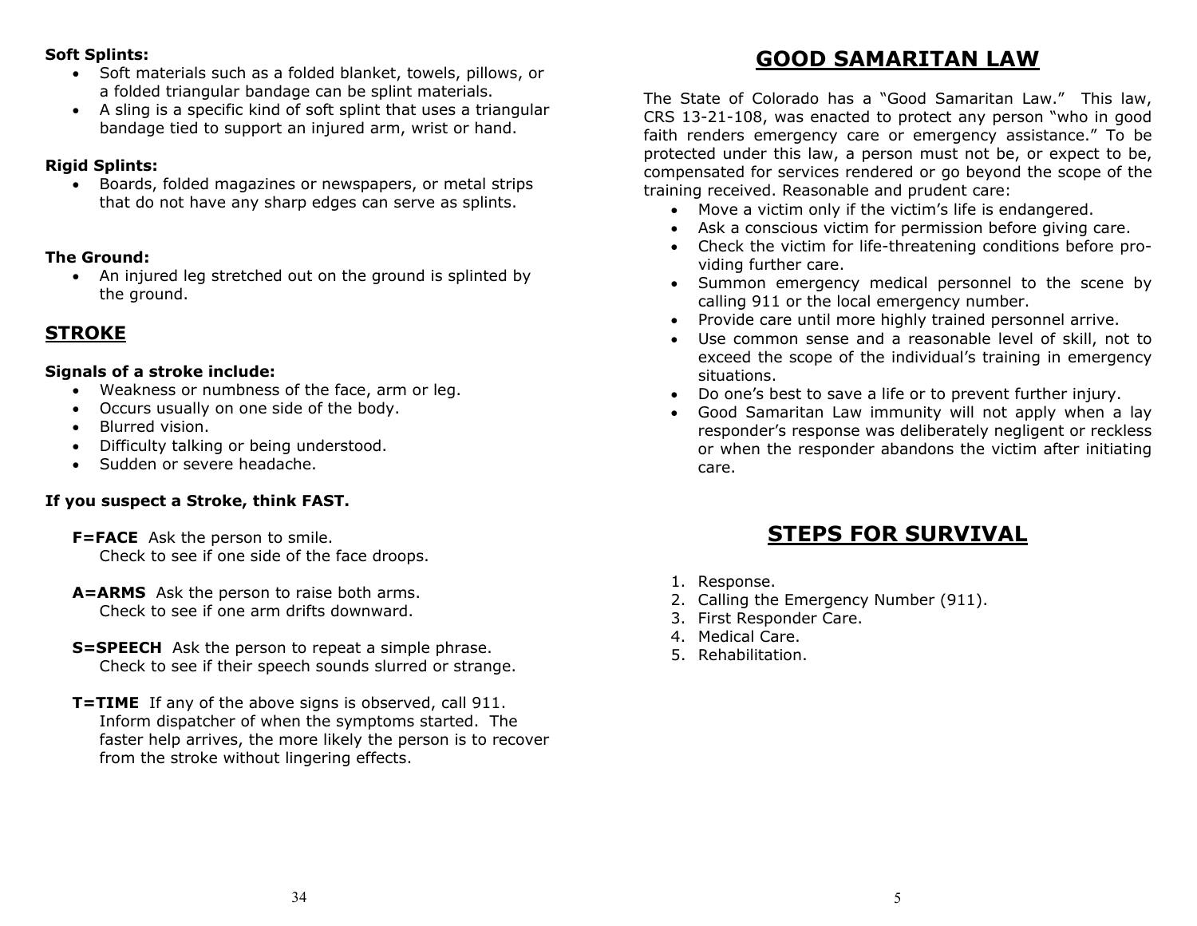**Soft Splints:**

- Soft materials such as a folded blanket, towels, pillows, or a folded triangular bandage can be splint materials.
- A sling is a specific kind of soft splint that uses a triangular bandage tied to support an injured arm, wrist or hand.

**Rigid Splints:**

- Boards, folded magazines or newspapers, or metal strips that do not have any sharp edges can serve as splints.

**The Ground:**

- An injured leg stretched out on the ground is splinted by the ground.

## STROKE

**Signals of a stroke include:**

- Weakness or numbness of the face, arm or leg.
- Occurs usually on one side of the body.
- Blurred vision.
- Difficulty talking or being understood.
- Sudden or severe headache.

**If you suspect a Stroke, think FAST.**

**F=FACE** Ask the person to smile.
Check to see if one side of the face droops.

**A=ARMS** Ask the person to raise both arms.
Check to see if one arm drifts downward.

**S=SPEECH** Ask the person to repeat a simple phrase.
Check to see if their speech sounds slurred or strange.

**T=TIME** If any of the above signs is observed, call 911.
Inform dispatcher of when the symptoms started. The faster help arrives, the more likely the person is to recover from the stroke without lingering effects.

## GOOD SAMARITAN LAW

The State of Colorado has a "Good Samaritan Law." This law, CRS 13-21-108, was enacted to protect any person "who in good faith renders emergency care or emergency assistance." To be protected under this law, a person must not be, or expect to be, compensated for services rendered or go beyond the scope of the training received. Reasonable and prudent care:

- Move a victim only if the victim's life is endangered.
- Ask a conscious victim for permission before giving care.
- Check the victim for life-threatening conditions before providing further care.
- Summon emergency medical personnel to the scene by calling 911 or the local emergency number.
- Provide care until more highly trained personnel arrive.
- Use common sense and a reasonable level of skill, not to exceed the scope of the individual's training in emergency situations.
- Do one's best to save a life or to prevent further injury.
- Good Samaritan Law immunity will not apply when a lay responder's response was deliberately negligent or reckless or when the responder abandons the victim after initiating care.

## STEPS FOR SURVIVAL

1. Response.
2. Calling the Emergency Number (911).
3. First Responder Care.
4. Medical Care.
5. Rehabilitation.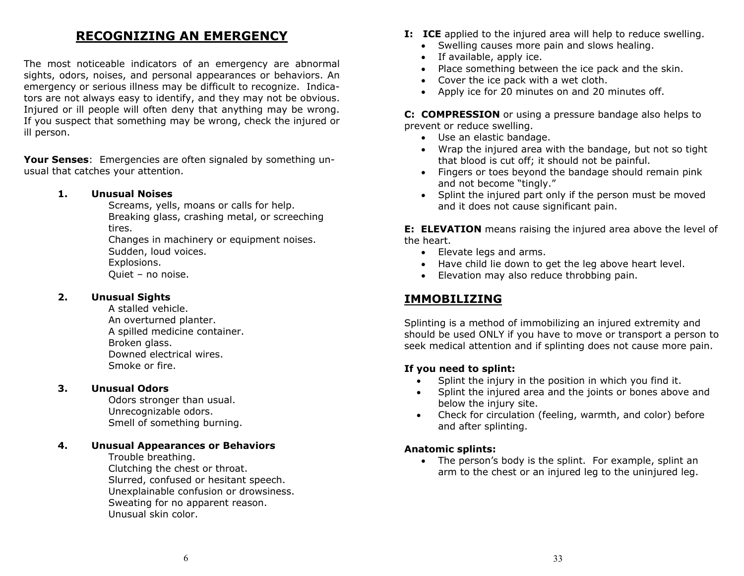# RECOGNIZING AN EMERGENCY

The most noticeable indicators of an emergency are abnormal sights, odors, noises, and personal appearances or behaviors. An emergency or serious illness may be difficult to recognize. Indicators are not always easy to identify, and they may not be obvious. Injured or ill people will often deny that anything may be wrong. If you suspect that something may be wrong, check the injured or ill person.

**Your Senses**: Emergencies are often signaled by something unusual that catches your attention.

1. **Unusual Noises**
   Screams, yells, moans or calls for help.
   Breaking glass, crashing metal, or screeching tires.
   Changes in machinery or equipment noises.
   Sudden, loud voices.
   Explosions.
   Quiet – no noise.

2. **Unusual Sights**
   A stalled vehicle.
   An overturned planter.
   A spilled medicine container.
   Broken glass.
   Downed electrical wires.
   Smoke or fire.

3. **Unusual Odors**
   Odors stronger than usual.
   Unrecognizable odors.
   Smell of something burning.

4. **Unusual Appearances or Behaviors**
   Trouble breathing.
   Clutching the chest or throat.
   Slurred, confused or hesitant speech.
   Unexplainable confusion or drowsiness.
   Sweating for no apparent reason.
   Unusual skin color.

**I: ICE** applied to the injured area will help to reduce swelling.

- Swelling causes more pain and slows healing.
- If available, apply ice.
- Place something between the ice pack and the skin.
- Cover the ice pack with a wet cloth.
- Apply ice for 20 minutes on and 20 minutes off.

**C: COMPRESSION** or using a pressure bandage also helps to prevent or reduce swelling.

- Use an elastic bandage.
- Wrap the injured area with the bandage, but not so tight that blood is cut off; it should not be painful.
- Fingers or toes beyond the bandage should remain pink and not become "tingly."
- Splint the injured part only if the person must be moved and it does not cause significant pain.

**E: ELEVATION** means raising the injured area above the level of the heart.

- Elevate legs and arms.
- Have child lie down to get the leg above heart level.
- Elevation may also reduce throbbing pain.

## IMMOBILIZING

Splinting is a method of immobilizing an injured extremity and should be used ONLY if you have to move or transport a person to seek medical attention and if splinting does not cause more pain.

**If you need to splint:**

- Splint the injury in the position in which you find it.
- Splint the injured area and the joints or bones above and below the injury site.
- Check for circulation (feeling, warmth, and color) before and after splinting.

**Anatomic splints:**

- The person's body is the splint. For example, splint an arm to the chest or an injured leg to the uninjured leg.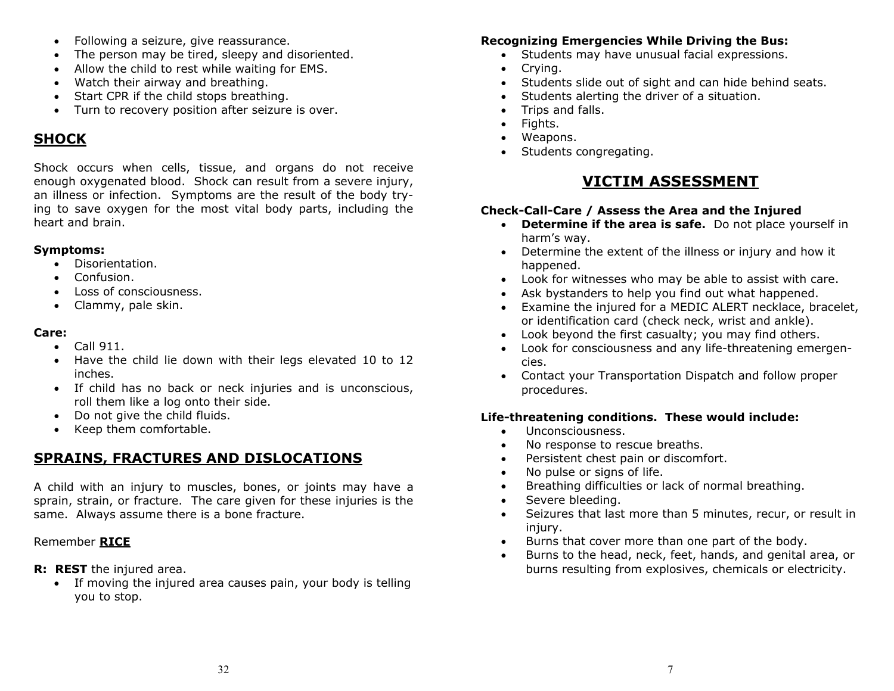- Following a seizure, give reassurance.
- The person may be tired, sleepy and disoriented.
- Allow the child to rest while waiting for EMS.
- Watch their airway and breathing.
- Start CPR if the child stops breathing.
- Turn to recovery position after seizure is over.

## SHOCK

Shock occurs when cells, tissue, and organs do not receive enough oxygenated blood. Shock can result from a severe injury, an illness or infection. Symptoms are the result of the body trying to save oxygen for the most vital body parts, including the heart and brain.

**Symptoms:**

- Disorientation.
- Confusion.
- Loss of consciousness.
- Clammy, pale skin.

**Care:**

- Call 911.
- Have the child lie down with their legs elevated 10 to 12 inches.
- If child has no back or neck injuries and is unconscious, roll them like a log onto their side.
- Do not give the child fluids.
- Keep them comfortable.

## SPRAINS, FRACTURES AND DISLOCATIONS

A child with an injury to muscles, bones, or joints may have a sprain, strain, or fracture. The care given for these injuries is the same. Always assume there is a bone fracture.

Remember **RICE**

**R: REST** the injured area.

- If moving the injured area causes pain, your body is telling you to stop.

**Recognizing Emergencies While Driving the Bus:**

- Students may have unusual facial expressions.
- Crying.
- Students slide out of sight and can hide behind seats.
- Students alerting the driver of a situation.
- Trips and falls.
- Fights.
- Weapons.
- Students congregating.

# VICTIM ASSESSMENT

**Check-Call-Care / Assess the Area and the Injured**

- **Determine if the area is safe.** Do not place yourself in harm's way.
- Determine the extent of the illness or injury and how it happened.
- Look for witnesses who may be able to assist with care.
- Ask bystanders to help you find out what happened.
- Examine the injured for a MEDIC ALERT necklace, bracelet, or identification card (check neck, wrist and ankle).
- Look beyond the first casualty; you may find others.
- Look for consciousness and any life-threatening emergencies.
- Contact your Transportation Dispatch and follow proper procedures.

**Life-threatening conditions. These would include:**

- Unconsciousness.
- No response to rescue breaths.
- Persistent chest pain or discomfort.
- No pulse or signs of life.
- Breathing difficulties or lack of normal breathing.
- Severe bleeding.
- Seizures that last more than 5 minutes, recur, or result in injury.
- Burns that cover more than one part of the body.
- Burns to the head, neck, feet, hands, and genital area, or burns resulting from explosives, chemicals or electricity.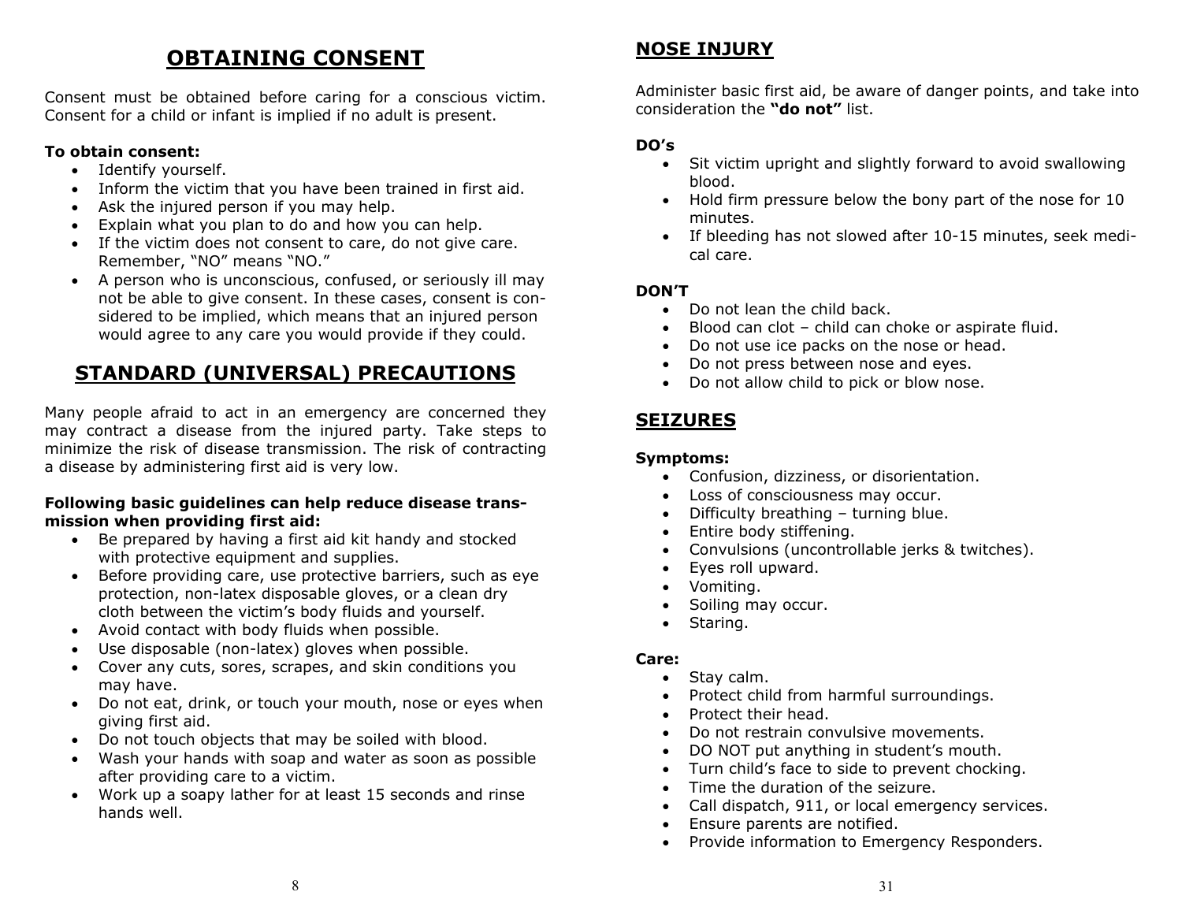# OBTAINING CONSENT

Consent must be obtained before caring for a conscious victim. Consent for a child or infant is implied if no adult is present.

**To obtain consent:**

- Identify yourself.
- Inform the victim that you have been trained in first aid.
- Ask the injured person if you may help.
- Explain what you plan to do and how you can help.
- If the victim does not consent to care, do not give care. Remember, "NO" means "NO."
- A person who is unconscious, confused, or seriously ill may not be able to give consent. In these cases, consent is considered to be implied, which means that an injured person would agree to any care you would provide if they could.

# STANDARD (UNIVERSAL) PRECAUTIONS

Many people afraid to act in an emergency are concerned they may contract a disease from the injured party. Take steps to minimize the risk of disease transmission. The risk of contracting a disease by administering first aid is very low.

**Following basic guidelines can help reduce disease transmission when providing first aid:**

- Be prepared by having a first aid kit handy and stocked with protective equipment and supplies.
- Before providing care, use protective barriers, such as eye protection, non-latex disposable gloves, or a clean dry cloth between the victim's body fluids and yourself.
- Avoid contact with body fluids when possible.
- Use disposable (non-latex) gloves when possible.
- Cover any cuts, sores, scrapes, and skin conditions you may have.
- Do not eat, drink, or touch your mouth, nose or eyes when giving first aid.
- Do not touch objects that may be soiled with blood.
- Wash your hands with soap and water as soon as possible after providing care to a victim.
- Work up a soapy lather for at least 15 seconds and rinse hands well.

## NOSE INJURY

Administer basic first aid, be aware of danger points, and take into consideration the **"do not"** list.

**DO's**

- Sit victim upright and slightly forward to avoid swallowing blood.
- Hold firm pressure below the bony part of the nose for 10 minutes.
- If bleeding has not slowed after 10-15 minutes, seek medical care.

**DON'T**

- Do not lean the child back.
- Blood can clot – child can choke or aspirate fluid.
- Do not use ice packs on the nose or head.
- Do not press between nose and eyes.
- Do not allow child to pick or blow nose.

## SEIZURES

**Symptoms:**

- Confusion, dizziness, or disorientation.
- Loss of consciousness may occur.
- Difficulty breathing – turning blue.
- Entire body stiffening.
- Convulsions (uncontrollable jerks & twitches).
- Eyes roll upward.
- Vomiting.
- Soiling may occur.
- Staring.

**Care:**

- Stay calm.
- Protect child from harmful surroundings.
- Protect their head.
- Do not restrain convulsive movements.
- DO NOT put anything in student's mouth.
- Turn child's face to side to prevent chocking.
- Time the duration of the seizure.
- Call dispatch, 911, or local emergency services.
- Ensure parents are notified.
- Provide information to Emergency Responders.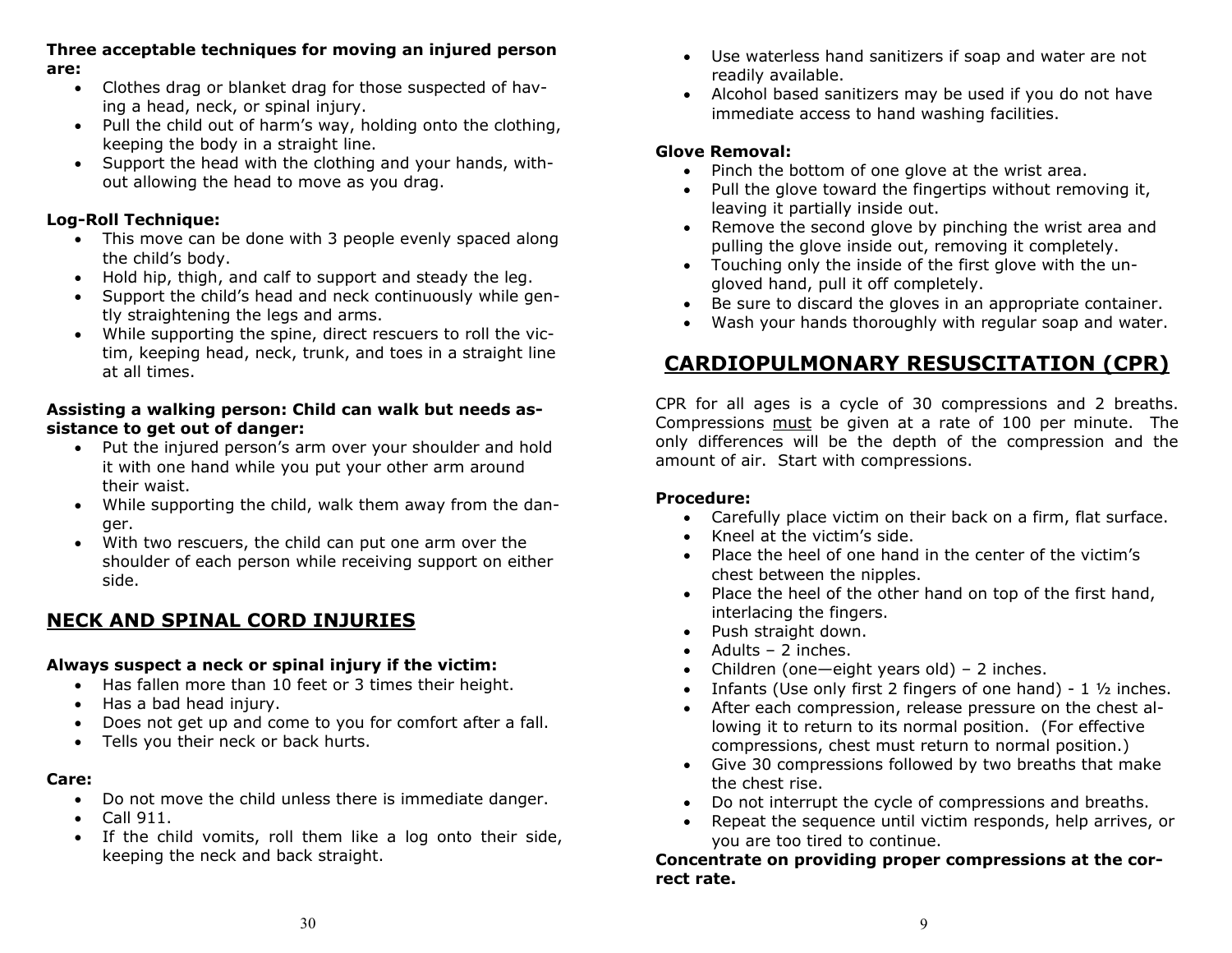**Three acceptable techniques for moving an injured person are:**

- Clothes drag or blanket drag for those suspected of having a head, neck, or spinal injury.
- Pull the child out of harm's way, holding onto the clothing, keeping the body in a straight line.
- Support the head with the clothing and your hands, without allowing the head to move as you drag.

**Log-Roll Technique:**

- This move can be done with 3 people evenly spaced along the child's body.
- Hold hip, thigh, and calf to support and steady the leg.
- Support the child's head and neck continuously while gently straightening the legs and arms.
- While supporting the spine, direct rescuers to roll the victim, keeping head, neck, trunk, and toes in a straight line at all times.

**Assisting a walking person: Child can walk but needs assistance to get out of danger:**

- Put the injured person's arm over your shoulder and hold it with one hand while you put your other arm around their waist.
- While supporting the child, walk them away from the danger.
- With two rescuers, the child can put one arm over the shoulder of each person while receiving support on either side.

## NECK AND SPINAL CORD INJURIES

**Always suspect a neck or spinal injury if the victim:**

- Has fallen more than 10 feet or 3 times their height.
- Has a bad head injury.
- Does not get up and come to you for comfort after a fall.
- Tells you their neck or back hurts.

**Care:**

- Do not move the child unless there is immediate danger.
- Call 911.
- If the child vomits, roll them like a log onto their side, keeping the neck and back straight.

- Use waterless hand sanitizers if soap and water are not readily available.
- Alcohol based sanitizers may be used if you do not have immediate access to hand washing facilities.

**Glove Removal:**

- Pinch the bottom of one glove at the wrist area.
- Pull the glove toward the fingertips without removing it, leaving it partially inside out.
- Remove the second glove by pinching the wrist area and pulling the glove inside out, removing it completely.
- Touching only the inside of the first glove with the ungloved hand, pull it off completely.
- Be sure to discard the gloves in an appropriate container.
- Wash your hands thoroughly with regular soap and water.

## CARDIOPULMONARY RESUSCITATION (CPR)

CPR for all ages is a cycle of 30 compressions and 2 breaths. Compressions must be given at a rate of 100 per minute. The only differences will be the depth of the compression and the amount of air. Start with compressions.

**Procedure:**

- Carefully place victim on their back on a firm, flat surface.
- Kneel at the victim's side.
- Place the heel of one hand in the center of the victim's chest between the nipples.
- Place the heel of the other hand on top of the first hand, interlacing the fingers.
- Push straight down.
- Adults – 2 inches.
- Children (one—eight years old) – 2 inches.
- Infants (Use only first 2 fingers of one hand) - 1 ½ inches.
- After each compression, release pressure on the chest allowing it to return to its normal position. (For effective compressions, chest must return to normal position.)
- Give 30 compressions followed by two breaths that make the chest rise.
- Do not interrupt the cycle of compressions and breaths.
- Repeat the sequence until victim responds, help arrives, or you are too tired to continue.

**Concentrate on providing proper compressions at the correct rate.**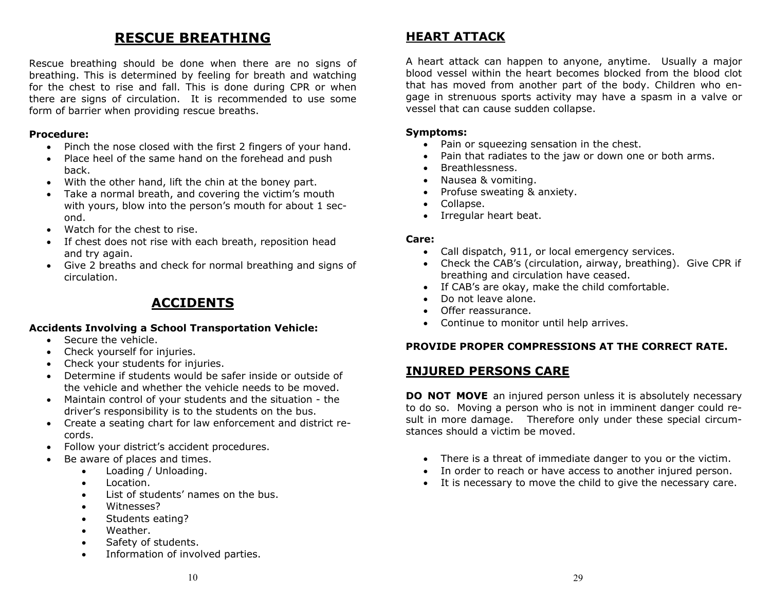# RESCUE BREATHING

Rescue breathing should be done when there are no signs of breathing. This is determined by feeling for breath and watching for the chest to rise and fall. This is done during CPR or when there are signs of circulation. It is recommended to use some form of barrier when providing rescue breaths.

**Procedure:**

- Pinch the nose closed with the first 2 fingers of your hand.
- Place heel of the same hand on the forehead and push back.
- With the other hand, lift the chin at the boney part.
- Take a normal breath, and covering the victim's mouth with yours, blow into the person's mouth for about 1 second.
- Watch for the chest to rise.
- If chest does not rise with each breath, reposition head and try again.
- Give 2 breaths and check for normal breathing and signs of circulation.

# ACCIDENTS

**Accidents Involving a School Transportation Vehicle:**

- Secure the vehicle.
- Check yourself for injuries.
- Check your students for injuries.
- Determine if students would be safer inside or outside of the vehicle and whether the vehicle needs to be moved.
- Maintain control of your students and the situation - the driver's responsibility is to the students on the bus.
- Create a seating chart for law enforcement and district records.
- Follow your district's accident procedures.
- Be aware of places and times.
  - Loading / Unloading.
  - Location.
  - List of students' names on the bus.
  - Witnesses?
  - Students eating?
  - Weather.
  - Safety of students.
  - Information of involved parties.

## HEART ATTACK

A heart attack can happen to anyone, anytime. Usually a major blood vessel within the heart becomes blocked from the blood clot that has moved from another part of the body. Children who engage in strenuous sports activity may have a spasm in a valve or vessel that can cause sudden collapse.

**Symptoms:**

- Pain or squeezing sensation in the chest.
- Pain that radiates to the jaw or down one or both arms.
- Breathlessness.
- Nausea & vomiting.
- Profuse sweating & anxiety.
- Collapse.
- Irregular heart beat.

**Care:**

- Call dispatch, 911, or local emergency services.
- Check the CAB's (circulation, airway, breathing). Give CPR if breathing and circulation have ceased.
- If CAB's are okay, make the child comfortable.
- Do not leave alone.
- Offer reassurance.
- Continue to monitor until help arrives.

**PROVIDE PROPER COMPRESSIONS AT THE CORRECT RATE.**

## INJURED PERSONS CARE

**DO NOT MOVE** an injured person unless it is absolutely necessary to do so. Moving a person who is not in imminent danger could result in more damage. Therefore only under these special circumstances should a victim be moved.

- There is a threat of immediate danger to you or the victim.
- In order to reach or have access to another injured person.
- It is necessary to move the child to give the necessary care.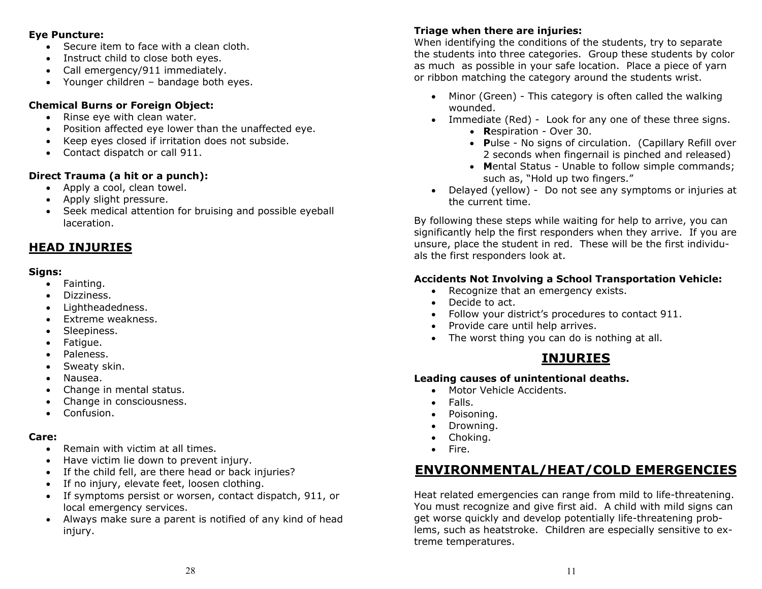**Eye Puncture:**

- Secure item to face with a clean cloth.
- Instruct child to close both eyes.
- Call emergency/911 immediately.
- Younger children – bandage both eyes.

**Chemical Burns or Foreign Object:**

- Rinse eye with clean water.
- Position affected eye lower than the unaffected eye.
- Keep eyes closed if irritation does not subside.
- Contact dispatch or call 911.

**Direct Trauma (a hit or a punch):**

- Apply a cool, clean towel.
- Apply slight pressure.
- Seek medical attention for bruising and possible eyeball laceration.

## HEAD INJURIES

**Signs:**

- Fainting.
- Dizziness.
- Lightheadedness.
- Extreme weakness.
- Sleepiness.
- Fatigue.
- Paleness.
- Sweaty skin.
- Nausea.
- Change in mental status.
- Change in consciousness.
- Confusion.

**Care:**

- Remain with victim at all times.
- Have victim lie down to prevent injury.
- If the child fell, are there head or back injuries?
- If no injury, elevate feet, loosen clothing.
- If symptoms persist or worsen, contact dispatch, 911, or local emergency services.
- Always make sure a parent is notified of any kind of head injury.

**Triage when there are injuries:**

When identifying the conditions of the students, try to separate the students into three categories. Group these students by color as much as possible in your safe location. Place a piece of yarn or ribbon matching the category around the students wrist.

- Minor (Green) - This category is often called the walking wounded.
- Immediate (Red) - Look for any one of these three signs.
  - **R**espiration - Over 30.
  - **P**ulse - No signs of circulation. (Capillary Refill over 2 seconds when fingernail is pinched and released)
  - **M**ental Status - Unable to follow simple commands; such as, "Hold up two fingers."
- Delayed (yellow) - Do not see any symptoms or injuries at the current time.

By following these steps while waiting for help to arrive, you can significantly help the first responders when they arrive. If you are unsure, place the student in red. These will be the first individuals the first responders look at.

**Accidents Not Involving a School Transportation Vehicle:**

- Recognize that an emergency exists.
- Decide to act.
- Follow your district's procedures to contact 911.
- Provide care until help arrives.
- The worst thing you can do is nothing at all.

## INJURIES

**Leading causes of unintentional deaths.**

- Motor Vehicle Accidents.
- Falls.
- Poisoning.
- Drowning.
- Choking.
- Fire.

## ENVIRONMENTAL/HEAT/COLD EMERGENCIES

Heat related emergencies can range from mild to life-threatening. You must recognize and give first aid. A child with mild signs can get worse quickly and develop potentially life-threatening problems, such as heatstroke. Children are especially sensitive to extreme temperatures.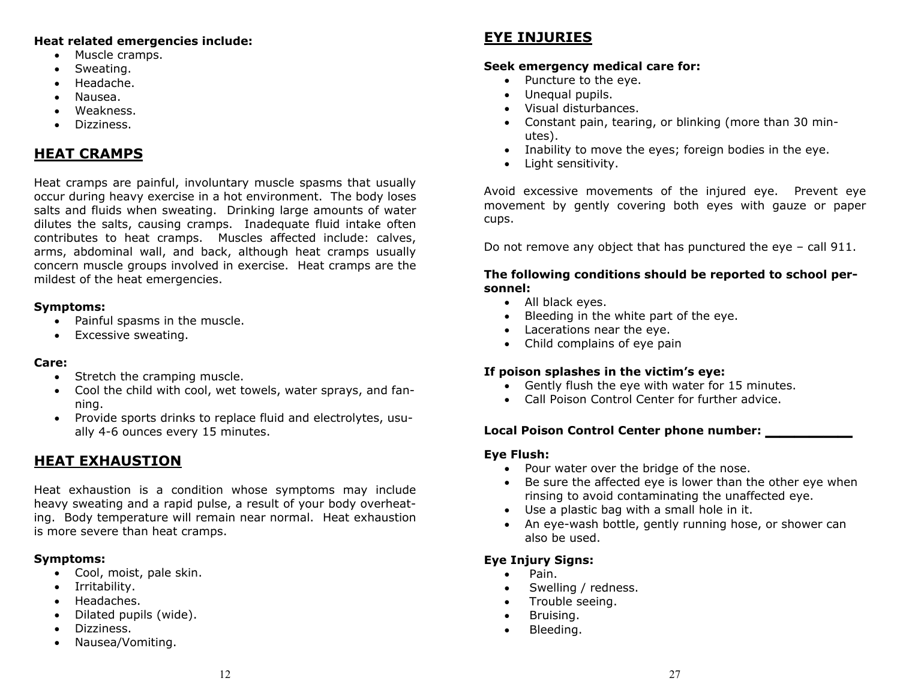**Heat related emergencies include:**

- Muscle cramps.
- Sweating.
- Headache.
- Nausea.
- Weakness.
- Dizziness.

## HEAT CRAMPS

Heat cramps are painful, involuntary muscle spasms that usually occur during heavy exercise in a hot environment. The body loses salts and fluids when sweating. Drinking large amounts of water dilutes the salts, causing cramps. Inadequate fluid intake often contributes to heat cramps. Muscles affected include: calves, arms, abdominal wall, and back, although heat cramps usually concern muscle groups involved in exercise. Heat cramps are the mildest of the heat emergencies.

**Symptoms:**

- Painful spasms in the muscle.
- Excessive sweating.

**Care:**

- Stretch the cramping muscle.
- Cool the child with cool, wet towels, water sprays, and fanning.
- Provide sports drinks to replace fluid and electrolytes, usually 4-6 ounces every 15 minutes.

## HEAT EXHAUSTION

Heat exhaustion is a condition whose symptoms may include heavy sweating and a rapid pulse, a result of your body overheating. Body temperature will remain near normal. Heat exhaustion is more severe than heat cramps.

**Symptoms:**

- Cool, moist, pale skin.
- Irritability.
- Headaches.
- Dilated pupils (wide).
- Dizziness.
- Nausea/Vomiting.

## EYE INJURIES

**Seek emergency medical care for:**

- Puncture to the eye.
- Unequal pupils.
- Visual disturbances.
- Constant pain, tearing, or blinking (more than 30 minutes).
- Inability to move the eyes; foreign bodies in the eye.
- Light sensitivity.

Avoid excessive movements of the injured eye. Prevent eye movement by gently covering both eyes with gauze or paper cups.

Do not remove any object that has punctured the eye – call 911.

**The following conditions should be reported to school personnel:**

- All black eyes.
- Bleeding in the white part of the eye.
- Lacerations near the eye.
- Child complains of eye pain

**If poison splashes in the victim's eye:**

- Gently flush the eye with water for 15 minutes.
- Call Poison Control Center for further advice.

**Local Poison Control Center phone number: __________**

**Eye Flush:**

- Pour water over the bridge of the nose.
- Be sure the affected eye is lower than the other eye when rinsing to avoid contaminating the unaffected eye.
- Use a plastic bag with a small hole in it.
- An eye-wash bottle, gently running hose, or shower can also be used.

**Eye Injury Signs:**

- Pain.
- Swelling / redness.
- Trouble seeing.
- Bruising.
- Bleeding.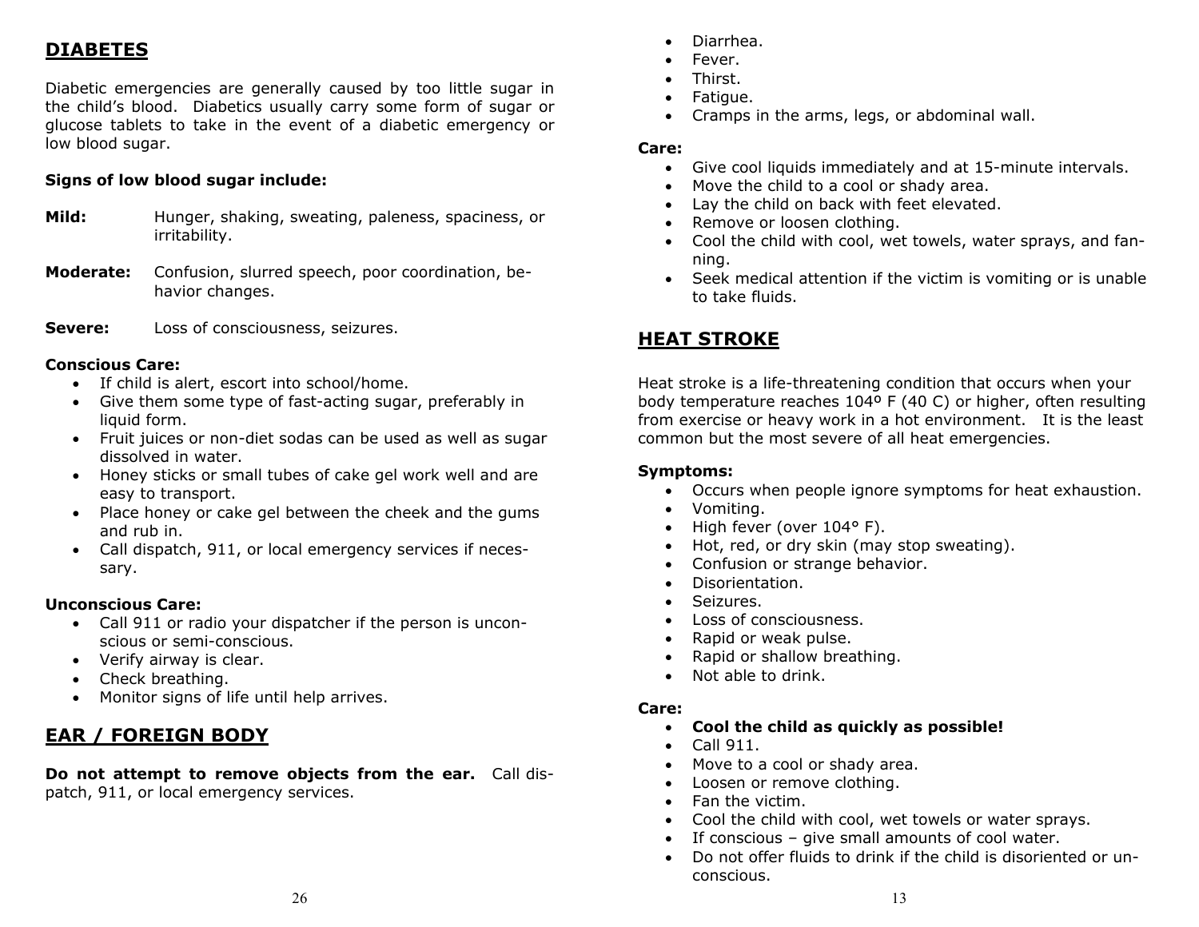## DIABETES

Diabetic emergencies are generally caused by too little sugar in the child's blood. Diabetics usually carry some form of sugar or glucose tablets to take in the event of a diabetic emergency or low blood sugar.

**Signs of low blood sugar include:**

**Mild:** Hunger, shaking, sweating, paleness, spaciness, or irritability.

**Moderate:** Confusion, slurred speech, poor coordination, behavior changes.

**Severe:** Loss of consciousness, seizures.

**Conscious Care:**

- If child is alert, escort into school/home.
- Give them some type of fast-acting sugar, preferably in liquid form.
- Fruit juices or non-diet sodas can be used as well as sugar dissolved in water.
- Honey sticks or small tubes of cake gel work well and are easy to transport.
- Place honey or cake gel between the cheek and the gums and rub in.
- Call dispatch, 911, or local emergency services if necessary.

**Unconscious Care:**

- Call 911 or radio your dispatcher if the person is unconscious or semi-conscious.
- Verify airway is clear.
- Check breathing.
- Monitor signs of life until help arrives.

## EAR / FOREIGN BODY

**Do not attempt to remove objects from the ear.** Call dispatch, 911, or local emergency services.

- Diarrhea.
- Fever.
- Thirst.
- Fatigue.
- Cramps in the arms, legs, or abdominal wall.

**Care:**

- Give cool liquids immediately and at 15-minute intervals.
- Move the child to a cool or shady area.
- Lay the child on back with feet elevated.
- Remove or loosen clothing.
- Cool the child with cool, wet towels, water sprays, and fanning.
- Seek medical attention if the victim is vomiting or is unable to take fluids.

## HEAT STROKE

Heat stroke is a life-threatening condition that occurs when your body temperature reaches 104º F (40 C) or higher, often resulting from exercise or heavy work in a hot environment. It is the least common but the most severe of all heat emergencies.

**Symptoms:**

- Occurs when people ignore symptoms for heat exhaustion.
- Vomiting.
- High fever (over 104° F).
- Hot, red, or dry skin (may stop sweating).
- Confusion or strange behavior.
- Disorientation.
- Seizures.
- Loss of consciousness.
- Rapid or weak pulse.
- Rapid or shallow breathing.
- Not able to drink.

**Care:**

- **Cool the child as quickly as possible!**
- Call 911.
- Move to a cool or shady area.
- Loosen or remove clothing.
- Fan the victim.
- Cool the child with cool, wet towels or water sprays.
- If conscious – give small amounts of cool water.
- Do not offer fluids to drink if the child is disoriented or unconscious.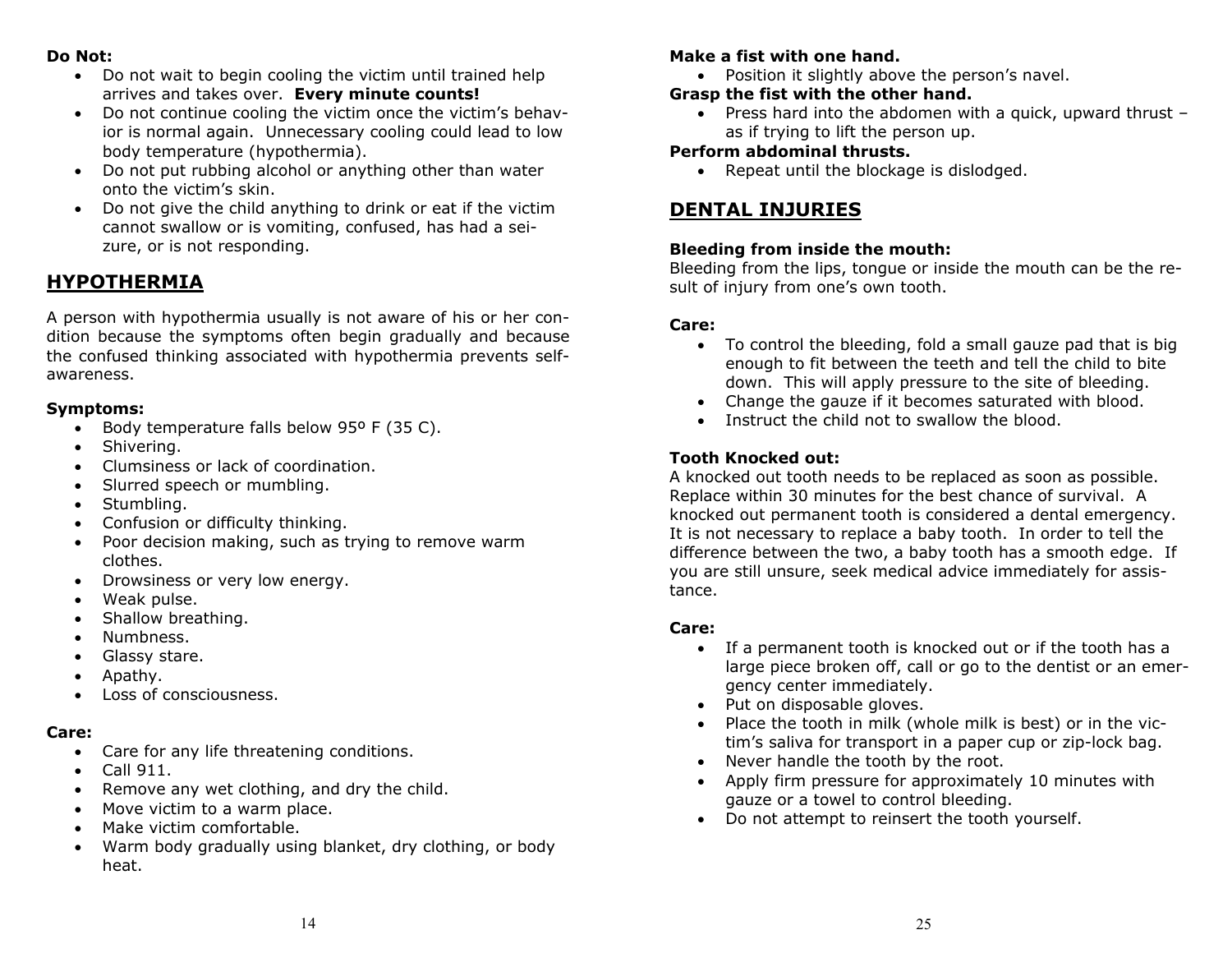**Do Not:**

- Do not wait to begin cooling the victim until trained help arrives and takes over. **Every minute counts!**
- Do not continue cooling the victim once the victim's behavior is normal again. Unnecessary cooling could lead to low body temperature (hypothermia).
- Do not put rubbing alcohol or anything other than water onto the victim's skin.
- Do not give the child anything to drink or eat if the victim cannot swallow or is vomiting, confused, has had a seizure, or is not responding.

## HYPOTHERMIA

A person with hypothermia usually is not aware of his or her condition because the symptoms often begin gradually and because the confused thinking associated with hypothermia prevents self-awareness.

**Symptoms:**

- Body temperature falls below 95º F (35 C).
- Shivering.
- Clumsiness or lack of coordination.
- Slurred speech or mumbling.
- Stumbling.
- Confusion or difficulty thinking.
- Poor decision making, such as trying to remove warm clothes.
- Drowsiness or very low energy.
- Weak pulse.
- Shallow breathing.
- Numbness.
- Glassy stare.
- Apathy.
- Loss of consciousness.

**Care:**

- Care for any life threatening conditions.
- Call 911.
- Remove any wet clothing, and dry the child.
- Move victim to a warm place.
- Make victim comfortable.
- Warm body gradually using blanket, dry clothing, or body heat.

**Make a fist with one hand.**

- Position it slightly above the person's navel.

**Grasp the fist with the other hand.**

- Press hard into the abdomen with a quick, upward thrust – as if trying to lift the person up.

**Perform abdominal thrusts.**

- Repeat until the blockage is dislodged.

## DENTAL INJURIES

**Bleeding from inside the mouth:**

Bleeding from the lips, tongue or inside the mouth can be the result of injury from one's own tooth.

**Care:**

- To control the bleeding, fold a small gauze pad that is big enough to fit between the teeth and tell the child to bite down. This will apply pressure to the site of bleeding.
- Change the gauze if it becomes saturated with blood.
- Instruct the child not to swallow the blood.

**Tooth Knocked out:**

A knocked out tooth needs to be replaced as soon as possible. Replace within 30 minutes for the best chance of survival. A knocked out permanent tooth is considered a dental emergency. It is not necessary to replace a baby tooth. In order to tell the difference between the two, a baby tooth has a smooth edge. If you are still unsure, seek medical advice immediately for assistance.

**Care:**

- If a permanent tooth is knocked out or if the tooth has a large piece broken off, call or go to the dentist or an emergency center immediately.
- Put on disposable gloves.
- Place the tooth in milk (whole milk is best) or in the victim's saliva for transport in a paper cup or zip-lock bag.
- Never handle the tooth by the root.
- Apply firm pressure for approximately 10 minutes with gauze or a towel to control bleeding.
- Do not attempt to reinsert the tooth yourself.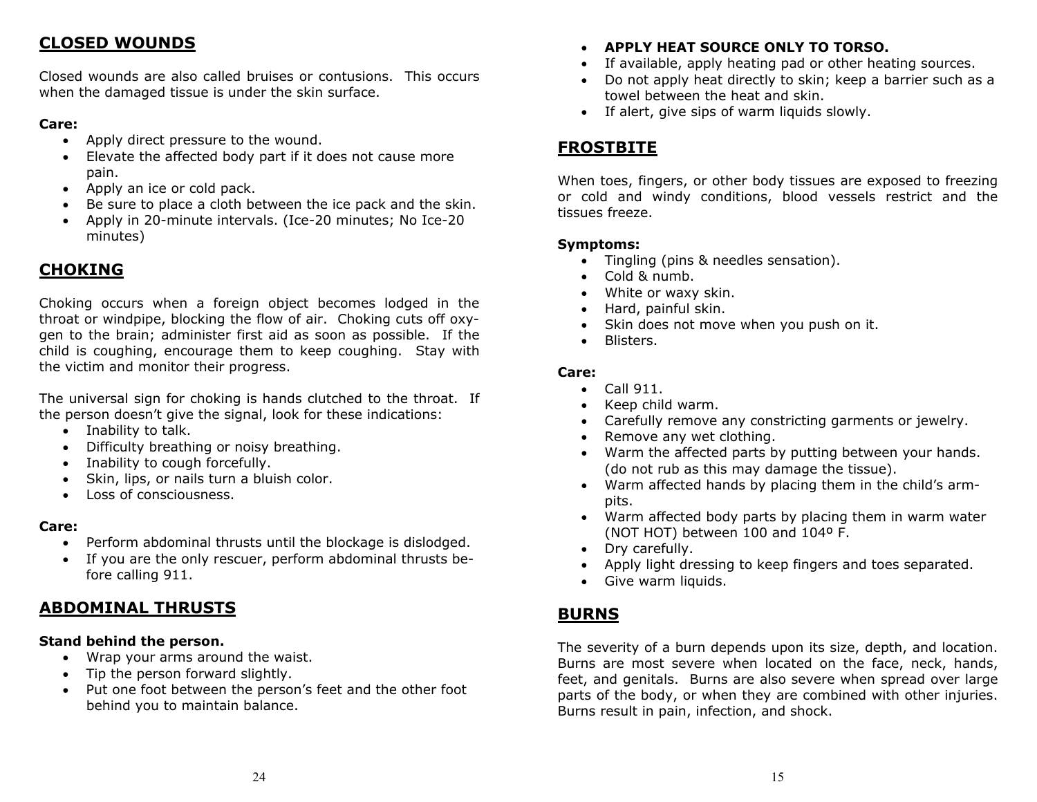## CLOSED WOUNDS

Closed wounds are also called bruises or contusions. This occurs when the damaged tissue is under the skin surface.

**Care:**

- Apply direct pressure to the wound.
- Elevate the affected body part if it does not cause more pain.
- Apply an ice or cold pack.
- Be sure to place a cloth between the ice pack and the skin.
- Apply in 20-minute intervals. (Ice-20 minutes; No Ice-20 minutes)

## CHOKING

Choking occurs when a foreign object becomes lodged in the throat or windpipe, blocking the flow of air. Choking cuts off oxygen to the brain; administer first aid as soon as possible. If the child is coughing, encourage them to keep coughing. Stay with the victim and monitor their progress.

The universal sign for choking is hands clutched to the throat. If the person doesn't give the signal, look for these indications:

- Inability to talk.
- Difficulty breathing or noisy breathing.
- Inability to cough forcefully.
- Skin, lips, or nails turn a bluish color.
- Loss of consciousness.

**Care:**

- Perform abdominal thrusts until the blockage is dislodged.
- If you are the only rescuer, perform abdominal thrusts before calling 911.

## ABDOMINAL THRUSTS

**Stand behind the person.**

- Wrap your arms around the waist.
- Tip the person forward slightly.
- Put one foot between the person's feet and the other foot behind you to maintain balance.

- **APPLY HEAT SOURCE ONLY TO TORSO.**
- If available, apply heating pad or other heating sources.
- Do not apply heat directly to skin; keep a barrier such as a towel between the heat and skin.
- If alert, give sips of warm liquids slowly.

## FROSTBITE

When toes, fingers, or other body tissues are exposed to freezing or cold and windy conditions, blood vessels restrict and the tissues freeze.

**Symptoms:**

- Tingling (pins & needles sensation).
- Cold & numb.
- White or waxy skin.
- Hard, painful skin.
- Skin does not move when you push on it.
- Blisters.

**Care:**

- Call 911.
- Keep child warm.
- Carefully remove any constricting garments or jewelry.
- Remove any wet clothing.
- Warm the affected parts by putting between your hands. (do not rub as this may damage the tissue).
- Warm affected hands by placing them in the child's armpits.
- Warm affected body parts by placing them in warm water (NOT HOT) between 100 and 104º F.
- Dry carefully.
- Apply light dressing to keep fingers and toes separated.
- Give warm liquids.

## BURNS

The severity of a burn depends upon its size, depth, and location. Burns are most severe when located on the face, neck, hands, feet, and genitals. Burns are also severe when spread over large parts of the body, or when they are combined with other injuries. Burns result in pain, infection, and shock.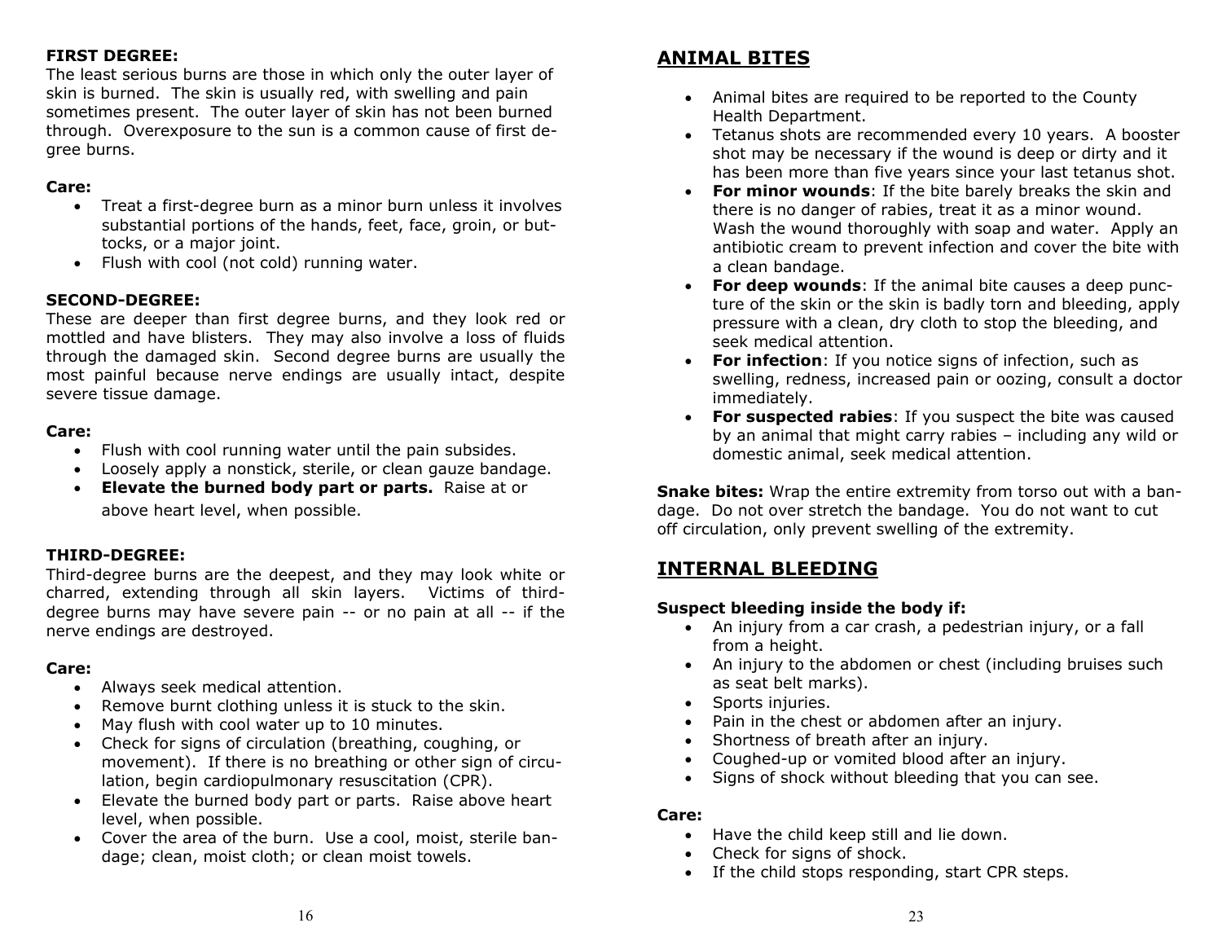**FIRST DEGREE:**

The least serious burns are those in which only the outer layer of skin is burned. The skin is usually red, with swelling and pain sometimes present. The outer layer of skin has not been burned through. Overexposure to the sun is a common cause of first degree burns.

**Care:**

- Treat a first-degree burn as a minor burn unless it involves substantial portions of the hands, feet, face, groin, or buttocks, or a major joint.
- Flush with cool (not cold) running water.

**SECOND-DEGREE:**

These are deeper than first degree burns, and they look red or mottled and have blisters. They may also involve a loss of fluids through the damaged skin. Second degree burns are usually the most painful because nerve endings are usually intact, despite severe tissue damage.

**Care:**

- Flush with cool running water until the pain subsides.
- Loosely apply a nonstick, sterile, or clean gauze bandage.
- **Elevate the burned body part or parts.** Raise at or above heart level, when possible.

**THIRD-DEGREE:**

Third-degree burns are the deepest, and they may look white or charred, extending through all skin layers. Victims of third-degree burns may have severe pain -- or no pain at all -- if the nerve endings are destroyed.

**Care:**

- Always seek medical attention.
- Remove burnt clothing unless it is stuck to the skin.
- May flush with cool water up to 10 minutes.
- Check for signs of circulation (breathing, coughing, or movement). If there is no breathing or other sign of circulation, begin cardiopulmonary resuscitation (CPR).
- Elevate the burned body part or parts. Raise above heart level, when possible.
- Cover the area of the burn. Use a cool, moist, sterile bandage; clean, moist cloth; or clean moist towels.

## ANIMAL BITES

- Animal bites are required to be reported to the County Health Department.
- Tetanus shots are recommended every 10 years. A booster shot may be necessary if the wound is deep or dirty and it has been more than five years since your last tetanus shot.
- **For minor wounds**: If the bite barely breaks the skin and there is no danger of rabies, treat it as a minor wound. Wash the wound thoroughly with soap and water. Apply an antibiotic cream to prevent infection and cover the bite with a clean bandage.
- **For deep wounds**: If the animal bite causes a deep puncture of the skin or the skin is badly torn and bleeding, apply pressure with a clean, dry cloth to stop the bleeding, and seek medical attention.
- **For infection**: If you notice signs of infection, such as swelling, redness, increased pain or oozing, consult a doctor immediately.
- **For suspected rabies**: If you suspect the bite was caused by an animal that might carry rabies – including any wild or domestic animal, seek medical attention.

**Snake bites:** Wrap the entire extremity from torso out with a bandage. Do not over stretch the bandage. You do not want to cut off circulation, only prevent swelling of the extremity.

## INTERNAL BLEEDING

**Suspect bleeding inside the body if:**

- An injury from a car crash, a pedestrian injury, or a fall from a height.
- An injury to the abdomen or chest (including bruises such as seat belt marks).
- Sports injuries.
- Pain in the chest or abdomen after an injury.
- Shortness of breath after an injury.
- Coughed-up or vomited blood after an injury.
- Signs of shock without bleeding that you can see.

**Care:**

- Have the child keep still and lie down.
- Check for signs of shock.
- If the child stops responding, start CPR steps.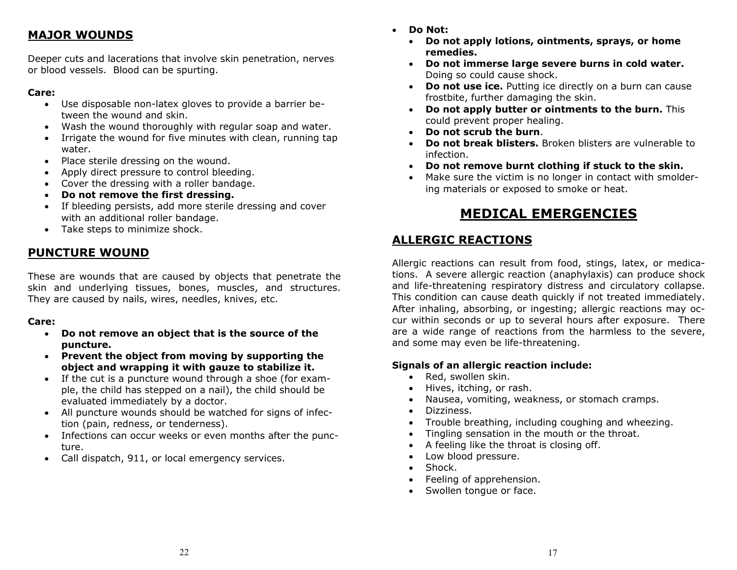## MAJOR WOUNDS

Deeper cuts and lacerations that involve skin penetration, nerves or blood vessels. Blood can be spurting.

**Care:**

- Use disposable non-latex gloves to provide a barrier between the wound and skin.
- Wash the wound thoroughly with regular soap and water.
- Irrigate the wound for five minutes with clean, running tap water.
- Place sterile dressing on the wound.
- Apply direct pressure to control bleeding.
- Cover the dressing with a roller bandage.
- **Do not remove the first dressing.**
- If bleeding persists, add more sterile dressing and cover with an additional roller bandage.
- Take steps to minimize shock.

## PUNCTURE WOUND

These are wounds that are caused by objects that penetrate the skin and underlying tissues, bones, muscles, and structures. They are caused by nails, wires, needles, knives, etc.

**Care:**

- **Do not remove an object that is the source of the puncture.**
- **Prevent the object from moving by supporting the object and wrapping it with gauze to stabilize it.**
- If the cut is a puncture wound through a shoe (for example, the child has stepped on a nail), the child should be evaluated immediately by a doctor.
- All puncture wounds should be watched for signs of infection (pain, redness, or tenderness).
- Infections can occur weeks or even months after the puncture.
- Call dispatch, 911, or local emergency services.

- **Do Not:**
  - **Do not apply lotions, ointments, sprays, or home remedies.**
  - **Do not immerse large severe burns in cold water.** Doing so could cause shock.
  - **Do not use ice.** Putting ice directly on a burn can cause frostbite, further damaging the skin.
  - **Do not apply butter or ointments to the burn.** This could prevent proper healing.
  - **Do not scrub the burn**.
  - **Do not break blisters.** Broken blisters are vulnerable to infection.
  - **Do not remove burnt clothing if stuck to the skin.**
  - Make sure the victim is no longer in contact with smoldering materials or exposed to smoke or heat.

# MEDICAL EMERGENCIES

## ALLERGIC REACTIONS

Allergic reactions can result from food, stings, latex, or medications. A severe allergic reaction (anaphylaxis) can produce shock and life-threatening respiratory distress and circulatory collapse. This condition can cause death quickly if not treated immediately. After inhaling, absorbing, or ingesting; allergic reactions may occur within seconds or up to several hours after exposure. There are a wide range of reactions from the harmless to the severe, and some may even be life-threatening.

**Signals of an allergic reaction include:**

- Red, swollen skin.
- Hives, itching, or rash.
- Nausea, vomiting, weakness, or stomach cramps.
- Dizziness.
- Trouble breathing, including coughing and wheezing.
- Tingling sensation in the mouth or the throat.
- A feeling like the throat is closing off.
- Low blood pressure.
- Shock.
- Feeling of apprehension.
- Swollen tongue or face.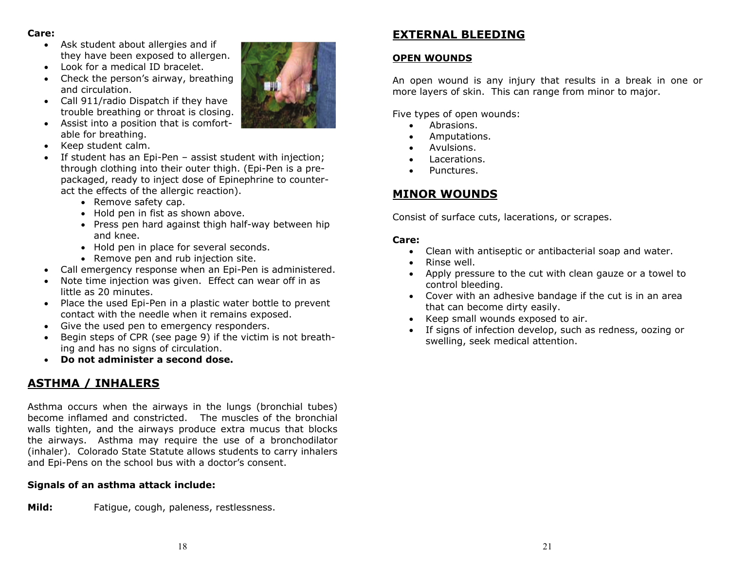**Care:**

- Ask student about allergies and if they have been exposed to allergen.
- Look for a medical ID bracelet.
- Check the person's airway, breathing and circulation.
- Call 911/radio Dispatch if they have trouble breathing or throat is closing.
- Assist into a position that is comfortable for breathing.
- Keep student calm.
- If student has an Epi-Pen – assist student with injection; through clothing into their outer thigh. (Epi-Pen is a pre-packaged, ready to inject dose of Epinephrine to counteract the effects of the allergic reaction).
    - Remove safety cap.
    - Hold pen in fist as shown above.
    - Press pen hard against thigh half-way between hip and knee.
    - Hold pen in place for several seconds.
    - Remove pen and rub injection site.
- Call emergency response when an Epi-Pen is administered.
- Note time injection was given. Effect can wear off in as little as 20 minutes.
- Place the used Epi-Pen in a plastic water bottle to prevent contact with the needle when it remains exposed.
- Give the used pen to emergency responders.
- Begin steps of CPR (see page 9) if the victim is not breathing and has no signs of circulation.
- **Do not administer a second dose.**

## ASTHMA / INHALERS

Asthma occurs when the airways in the lungs (bronchial tubes) become inflamed and constricted. The muscles of the bronchial walls tighten, and the airways produce extra mucus that blocks the airways. Asthma may require the use of a bronchodilator (inhaler). Colorado State Statute allows students to carry inhalers and Epi-Pens on the school bus with a doctor's consent.

**Signals of an asthma attack include:**

**Mild:** Fatigue, cough, paleness, restlessness.

## EXTERNAL BLEEDING

### OPEN WOUNDS

An open wound is any injury that results in a break in one or more layers of skin. This can range from minor to major.

Five types of open wounds:

- Abrasions.
- Amputations.
- Avulsions.
- Lacerations.
- Punctures.

## MINOR WOUNDS

Consist of surface cuts, lacerations, or scrapes.

**Care:**

- Clean with antiseptic or antibacterial soap and water.
- Rinse well.
- Apply pressure to the cut with clean gauze or a towel to control bleeding.
- Cover with an adhesive bandage if the cut is in an area that can become dirty easily.
- Keep small wounds exposed to air.
- If signs of infection develop, such as redness, oozing or swelling, seek medical attention.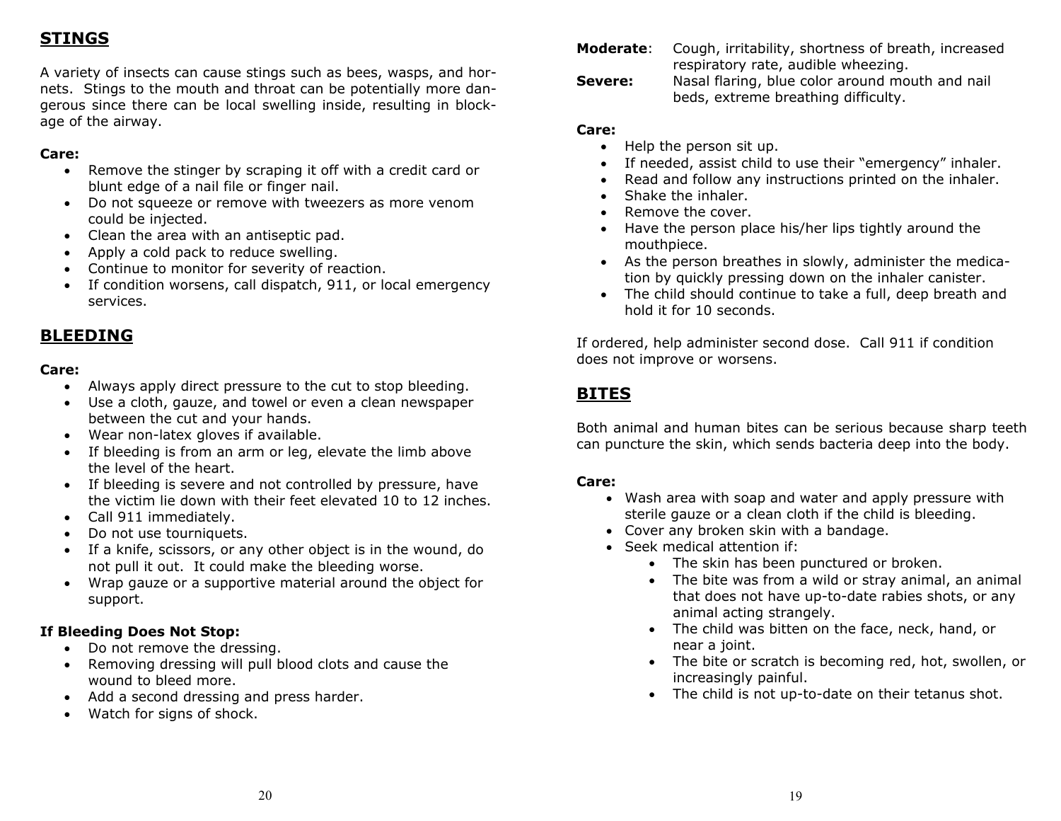## STINGS

A variety of insects can cause stings such as bees, wasps, and hornets. Stings to the mouth and throat can be potentially more dangerous since there can be local swelling inside, resulting in blockage of the airway.

**Care:**

- Remove the stinger by scraping it off with a credit card or blunt edge of a nail file or finger nail.
- Do not squeeze or remove with tweezers as more venom could be injected.
- Clean the area with an antiseptic pad.
- Apply a cold pack to reduce swelling.
- Continue to monitor for severity of reaction.
- If condition worsens, call dispatch, 911, or local emergency services.

## BLEEDING

**Care:**

- Always apply direct pressure to the cut to stop bleeding.
- Use a cloth, gauze, and towel or even a clean newspaper between the cut and your hands.
- Wear non-latex gloves if available.
- If bleeding is from an arm or leg, elevate the limb above the level of the heart.
- If bleeding is severe and not controlled by pressure, have the victim lie down with their feet elevated 10 to 12 inches.
- Call 911 immediately.
- Do not use tourniquets.
- If a knife, scissors, or any other object is in the wound, do not pull it out. It could make the bleeding worse.
- Wrap gauze or a supportive material around the object for support.

**If Bleeding Does Not Stop:**

- Do not remove the dressing.
- Removing dressing will pull blood clots and cause the wound to bleed more.
- Add a second dressing and press harder.
- Watch for signs of shock.

**Moderate**: Cough, irritability, shortness of breath, increased respiratory rate, audible wheezing.

**Severe:** Nasal flaring, blue color around mouth and nail beds, extreme breathing difficulty.

**Care:**

- Help the person sit up.
- If needed, assist child to use their "emergency" inhaler.
- Read and follow any instructions printed on the inhaler.
- Shake the inhaler.
- Remove the cover.
- Have the person place his/her lips tightly around the mouthpiece.
- As the person breathes in slowly, administer the medication by quickly pressing down on the inhaler canister.
- The child should continue to take a full, deep breath and hold it for 10 seconds.

If ordered, help administer second dose. Call 911 if condition does not improve or worsens.

## BITES

Both animal and human bites can be serious because sharp teeth can puncture the skin, which sends bacteria deep into the body.

**Care:**

- Wash area with soap and water and apply pressure with sterile gauze or a clean cloth if the child is bleeding.
- Cover any broken skin with a bandage.
- Seek medical attention if:
  - The skin has been punctured or broken.
  - The bite was from a wild or stray animal, an animal that does not have up-to-date rabies shots, or any animal acting strangely.
  - The child was bitten on the face, neck, hand, or near a joint.
  - The bite or scratch is becoming red, hot, swollen, or increasingly painful.
  - The child is not up-to-date on their tetanus shot.